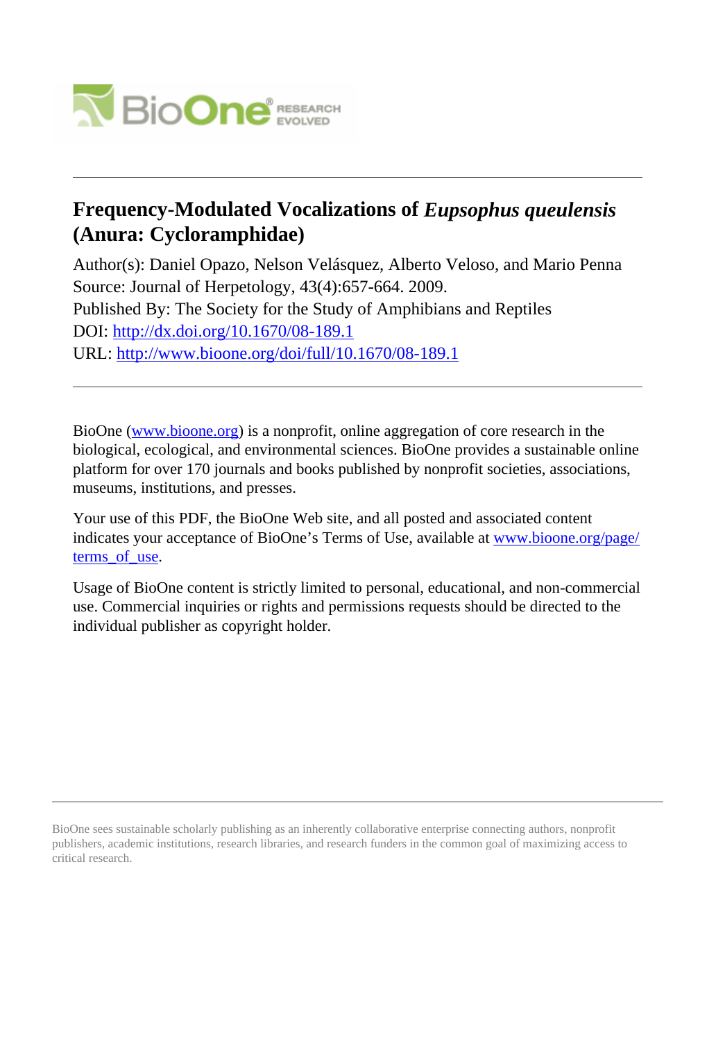# Frequency-Modulated Vocalizations of *Eupsophus queulensis* (Anura: Cycloramphidae)

Author(s): Daniel Opazo, Nelson Velásquez, Alberto Veloso, and Mario Penna
Source: Journal of Herpetology, 43(4):657-664. 2009.
Published By: The Society for the Study of Amphibians and Reptiles
DOI: http://dx.doi.org/10.1670/08-189.1
URL: http://www.bioone.org/doi/full/10.1670/08-189.1

---

BioOne (www.bioone.org) is a nonprofit, online aggregation of core research in the biological, ecological, and environmental sciences. BioOne provides a sustainable online platform for over 170 journals and books published by nonprofit societies, associations, museums, institutions, and presses.

Your use of this PDF, the BioOne Web site, and all posted and associated content indicates your acceptance of BioOne's Terms of Use, available at www.bioone.org/page/terms_of_use.

Usage of BioOne content is strictly limited to personal, educational, and non-commercial use. Commercial inquiries or rights and permissions requests should be directed to the individual publisher as copyright holder.

---

BioOne sees sustainable scholarly publishing as an inherently collaborative enterprise connecting authors, nonprofit publishers, academic institutions, research libraries, and research funders in the common goal of maximizing access to critical research.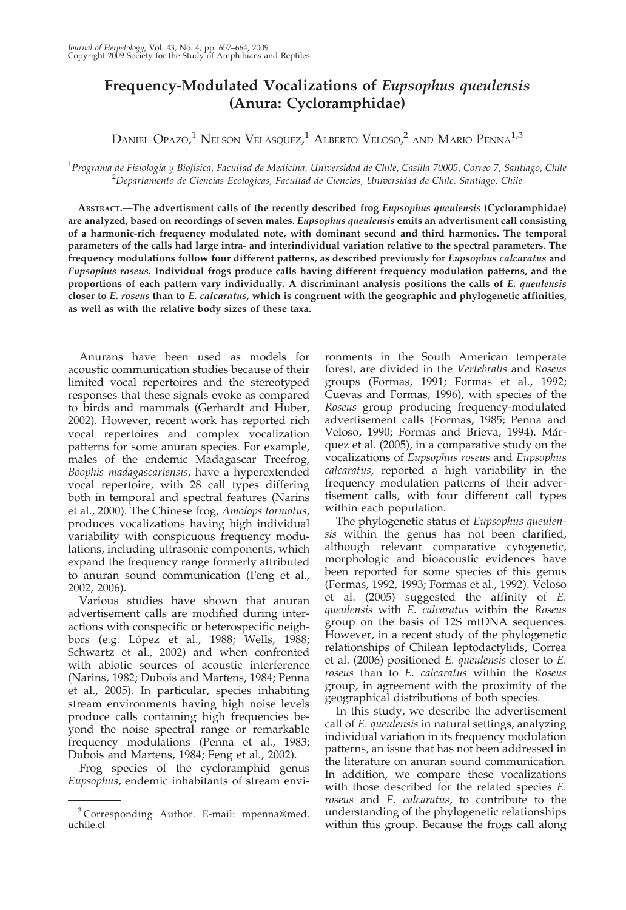# Frequency-Modulated Vocalizations of *Eupsophus queulensis* (Anura: Cycloramphidae)

Daniel Opazo,[1] Nelson Velásquez,[1] Alberto Veloso,[2] and Mario Penna[1,3]

[1] *Programa de Fisiología y Biofísica, Facultad de Medicina, Universidad de Chile, Casilla 70005, Correo 7, Santiago, Chile*
[2] *Departamento de Ciencias Ecologicas, Facultad de Ciencias, Universidad de Chile, Santiago, Chile*

**Abstract.—The advertisment calls of the recently described frog *Eupsophus queulensis* (Cycloramphidae) are analyzed, based on recordings of seven males. *Eupsophus queulensis* emits an advertisment call consisting of a harmonic-rich frequency modulated note, with dominant second and third harmonics. The temporal parameters of the calls had large intra- and interindividual variation relative to the spectral parameters. The frequency modulations follow four different patterns, as described previously for *Eupsophus calcaratus* and *Eupsophus roseus*. Individual frogs produce calls having different frequency modulation patterns, and the proportions of each pattern vary individually. A discriminant analysis positions the calls of *E. queulensis* closer to *E. roseus* than to *E. calcaratus*, which is congruent with the geographic and phylogenetic affinities, as well as with the relative body sizes of these taxa.**

Anurans have been used as models for acoustic communication studies because of their limited vocal repertoires and the stereotyped responses that these signals evoke as compared to birds and mammals (Gerhardt and Huber, 2002). However, recent work has reported rich vocal repertoires and complex vocalization patterns for some anuran species. For example, males of the endemic Madagascar Treefrog, *Boophis madagascariensis*, have a hyperextended vocal repertoire, with 28 call types differing both in temporal and spectral features (Narins et al., 2000). The Chinese frog, *Amolops tormotus*, produces vocalizations having high individual variability with conspicuous frequency modulations, including ultrasonic components, which expand the frequency range formerly attributed to anuran sound communication (Feng et al., 2002, 2006).

Various studies have shown that anuran advertisement calls are modified during interactions with conspecific or heterospecific neighbors (e.g. López et al., 1988; Wells, 1988; Schwartz et al., 2002) and when confronted with abiotic sources of acoustic interference (Narins, 1982; Dubois and Martens, 1984; Penna et al., 2005). In particular, species inhabiting stream environments having high noise levels produce calls containing high frequencies beyond the noise spectral range or remarkable frequency modulations (Penna et al., 1983; Dubois and Martens, 1984; Feng et al., 2002).

Frog species of the cycloramphid genus *Eupsophus*, endemic inhabitants of stream environments in the South American temperate forest, are divided in the *Vertebralis* and *Roseus* groups (Formas, 1991; Formas et al., 1992; Cuevas and Formas, 1996), with species of the *Roseus* group producing frequency-modulated advertisement calls (Formas, 1985; Penna and Veloso, 1990; Formas and Brieva, 1994). Márquez et al. (2005), in a comparative study on the vocalizations of *Eupsophus roseus* and *Eupsophus calcaratus*, reported a high variability in the frequency modulation patterns of their advertisement calls, with four different call types within each population.

The phylogenetic status of *Eupsophus queulensis* within the genus has not been clarified, although relevant comparative cytogenetic, morphologic and bioacoustic evidences have been reported for some species of this genus (Formas, 1992, 1993; Formas et al., 1992). Veloso et al. (2005) suggested the affinity of *E. queulensis* with *E. calcaratus* within the *Roseus* group on the basis of 12S mtDNA sequences. However, in a recent study of the phylogenetic relationships of Chilean leptodactylids, Correa et al. (2006) positioned *E. queulensis* closer to *E. roseus* than to *E. calcaratus* within the *Roseus* group, in agreement with the proximity of the geographical distributions of both species.

In this study, we describe the advertisement call of *E. queulensis* in natural settings, analyzing individual variation in its frequency modulation patterns, an issue that has not been addressed in the literature on anuran sound communication. In addition, we compare these vocalizations with those described for the related species *E. roseus* and *E. calcaratus*, to contribute to the understanding of the phylogenetic relationships within this group. Because the frogs call along

[3] Corresponding Author. E-mail: mpenna@med.uchile.cl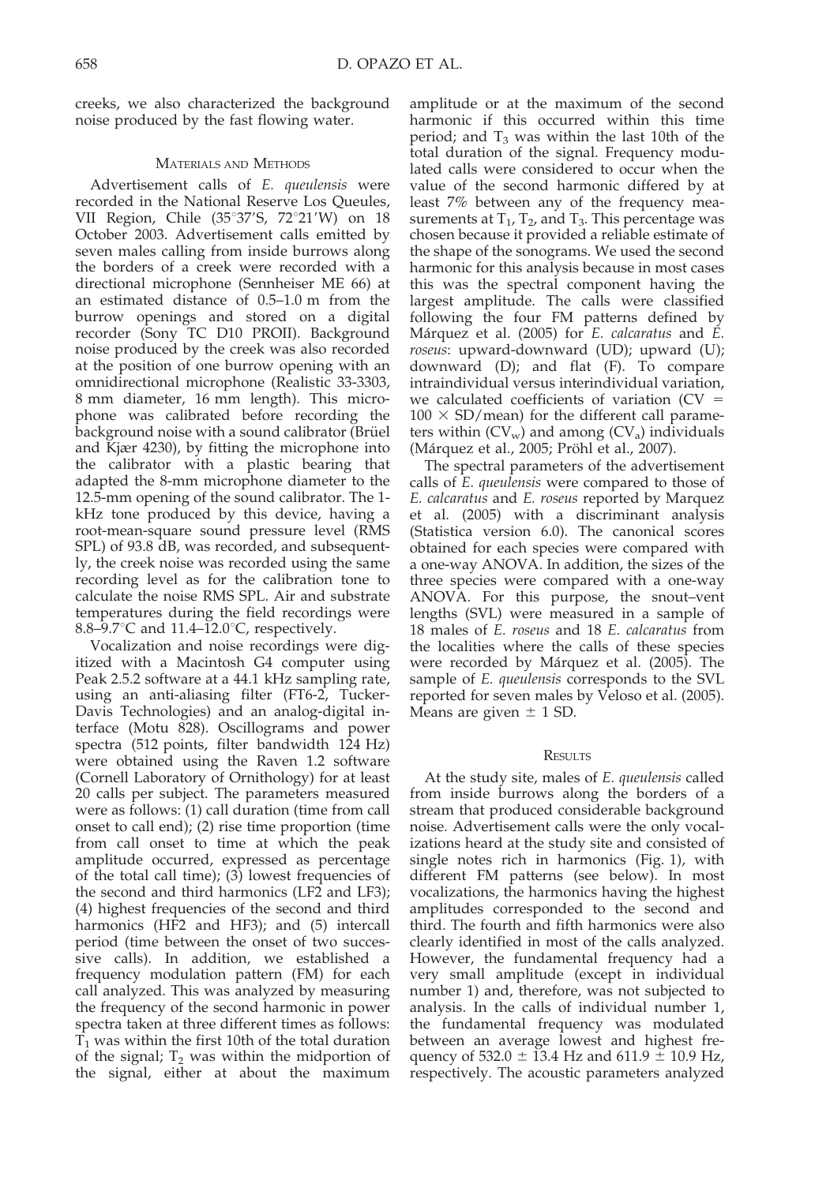creeks, we also characterized the background noise produced by the fast flowing water.

## Materials and Methods

Advertisement calls of *E. queulensis* were recorded in the National Reserve Los Queules, VII Region, Chile (35°37′S, 72°21′W) on 18 October 2003. Advertisement calls emitted by seven males calling from inside burrows along the borders of a creek were recorded with a directional microphone (Sennheiser ME 66) at an estimated distance of 0.5–1.0 m from the burrow openings and stored on a digital recorder (Sony TC D10 PROII). Background noise produced by the creek was also recorded at the position of one burrow opening with an omnidirectional microphone (Realistic 33-3303, 8 mm diameter, 16 mm length). This microphone was calibrated before recording the background noise with a sound calibrator (Brüel and Kjær 4230), by fitting the microphone into the calibrator with a plastic bearing that adapted the 8-mm microphone diameter to the 12.5-mm opening of the sound calibrator. The 1-kHz tone produced by this device, having a root-mean-square sound pressure level (RMS SPL) of 93.8 dB, was recorded, and subsequently, the creek noise was recorded using the same recording level as for the calibration tone to calculate the noise RMS SPL. Air and substrate temperatures during the field recordings were 8.8–9.7°C and 11.4–12.0°C, respectively.

Vocalization and noise recordings were digitized with a Macintosh G4 computer using Peak 2.5.2 software at a 44.1 kHz sampling rate, using an anti-aliasing filter (FT6-2, Tucker-Davis Technologies) and an analog-digital interface (Motu 828). Oscillograms and power spectra (512 points, filter bandwidth 124 Hz) were obtained using the Raven 1.2 software (Cornell Laboratory of Ornithology) for at least 20 calls per subject. The parameters measured were as follows: (1) call duration (time from call onset to call end); (2) rise time proportion (time from call onset to time at which the peak amplitude occurred, expressed as percentage of the total call time); (3) lowest frequencies of the second and third harmonics (LF2 and LF3); (4) highest frequencies of the second and third harmonics (HF2 and HF3); and (5) intercall period (time between the onset of two successive calls). In addition, we established a frequency modulation pattern (FM) for each call analyzed. This was analyzed by measuring the frequency of the second harmonic in power spectra taken at three different times as follows: $T_1$ was within the first 10th of the total duration of the signal; $T_2$ was within the midportion of the signal, either at about the maximum amplitude or at the maximum of the second harmonic if this occurred within this time period; and $T_3$ was within the last 10th of the total duration of the signal. Frequency modulated calls were considered to occur when the value of the second harmonic differed by at least 7% between any of the frequency measurements at $T_1$, $T_2$, and $T_3$. This percentage was chosen because it provided a reliable estimate of the shape of the sonograms. We used the second harmonic for this analysis because in most cases this was the spectral component having the largest amplitude. The calls were classified following the four FM patterns defined by Márquez et al. (2005) for *E. calcaratus* and *E. roseus*: upward-downward (UD); upward (U); downward (D); and flat (F). To compare intraindividual versus interindividual variation, we calculated coefficients of variation ($CV = 100 \times SD/mean$) for the different call parameters within ($CV_w$) and among ($CV_a$) individuals (Márquez et al., 2005; Pröhl et al., 2007).

The spectral parameters of the advertisement calls of *E. queulensis* were compared to those of *E. calcaratus* and *E. roseus* reported by Marquez et al. (2005) with a discriminant analysis (Statistica version 6.0). The canonical scores obtained for each species were compared with a one-way ANOVA. In addition, the sizes of the three species were compared with a one-way ANOVA. For this purpose, the snout–vent lengths (SVL) were measured in a sample of 18 males of *E. roseus* and 18 *E. calcaratus* from the localities where the calls of these species were recorded by Márquez et al. (2005). The sample of *E. queulensis* corresponds to the SVL reported for seven males by Veloso et al. (2005). Means are given ± 1 SD.

## Results

At the study site, males of *E. queulensis* called from inside burrows along the borders of a stream that produced considerable background noise. Advertisement calls were the only vocalizations heard at the study site and consisted of single notes rich in harmonics (Fig. 1), with different FM patterns (see below). In most vocalizations, the harmonics having the highest amplitudes corresponded to the second and third. The fourth and fifth harmonics were also clearly identified in most of the calls analyzed. However, the fundamental frequency had a very small amplitude (except in individual number 1) and, therefore, was not subjected to analysis. In the calls of individual number 1, the fundamental frequency was modulated between an average lowest and highest frequency of 532.0 ± 13.4 Hz and 611.9 ± 10.9 Hz, respectively. The acoustic parameters analyzed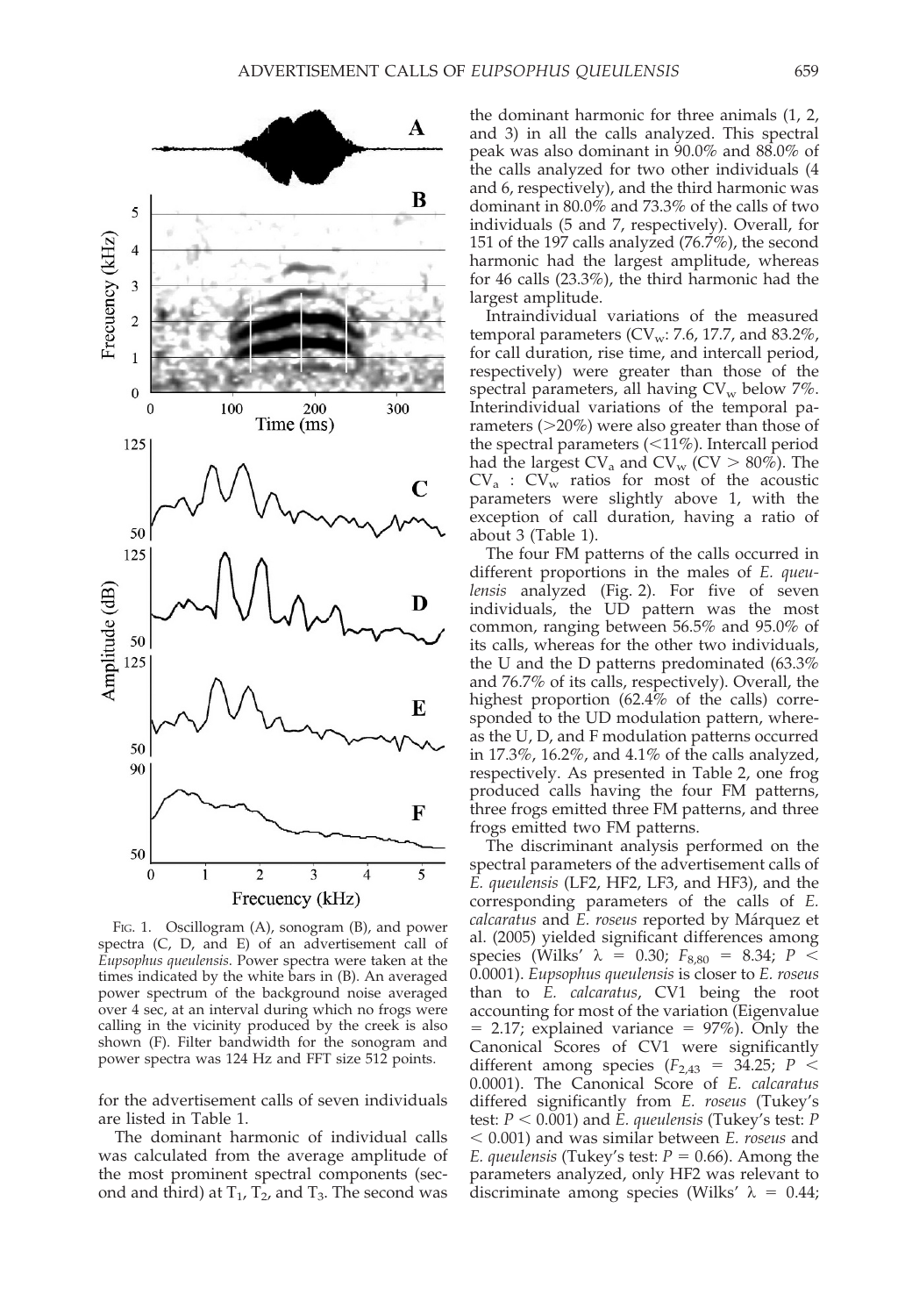FIG. 1. Oscillogram (A), sonogram (B), and power spectra (C, D, and E) of an advertisement call of *Eupsophus queulensis*. Power spectra were taken at the times indicated by the white bars in (B). An averaged power spectrum of the background noise averaged over 4 sec, at an interval during which no frogs were calling in the vicinity produced by the creek is also shown (F). Filter bandwidth for the sonogram and power spectra was 124 Hz and FFT size 512 points.

for the advertisement calls of seven individuals are listed in Table 1.

The dominant harmonic of individual calls was calculated from the average amplitude of the most prominent spectral components (second and third) at $T_1$, $T_2$, and $T_3$. The second was the dominant harmonic for three animals (1, 2, and 3) in all the calls analyzed. This spectral peak was also dominant in 90.0% and 88.0% of the calls analyzed for two other individuals (4 and 6, respectively), and the third harmonic was dominant in 80.0% and 73.3% of the calls of two individuals (5 and 7, respectively). Overall, for 151 of the 197 calls analyzed (76.7%), the second harmonic had the largest amplitude, whereas for 46 calls (23.3%), the third harmonic had the largest amplitude.

Intraindividual variations of the measured temporal parameters ($CV_w$: 7.6, 17.7, and 83.2%, for call duration, rise time, and intercall period, respectively) were greater than those of the spectral parameters, all having $CV_w$ below 7%. Interindividual variations of the temporal parameters (>20%) were also greater than those of the spectral parameters (<11%). Intercall period had the largest $CV_a$ and $CV_w$ (CV > 80%). The $CV_a$ : $CV_w$ ratios for most of the acoustic parameters were slightly above 1, with the exception of call duration, having a ratio of about 3 (Table 1).

The four FM patterns of the calls occurred in different proportions in the males of *E. queulensis* analyzed (Fig. 2). For five of seven individuals, the UD pattern was the most common, ranging between 56.5% and 95.0% of its calls, whereas for the other two individuals, the U and the D patterns predominated (63.3% and 76.7% of its calls, respectively). Overall, the highest proportion (62.4% of the calls) corresponded to the UD modulation pattern, whereas the U, D, and F modulation patterns occurred in 17.3%, 16.2%, and 4.1% of the calls analyzed, respectively. As presented in Table 2, one frog produced calls having the four FM patterns, three frogs emitted three FM patterns, and three frogs emitted two FM patterns.

The discriminant analysis performed on the spectral parameters of the advertisement calls of *E. queulensis* (LF2, HF2, LF3, and HF3), and the corresponding parameters of the calls of *E. calcaratus* and *E. roseus* reported by Márquez et al. (2005) yielded significant differences among species (Wilks' $\lambda$ = 0.30; $F_{8,80}$ = 8.34; $P$ < 0.0001). *Eupsophus queulensis* is closer to *E. roseus* than to *E. calcaratus*, CV1 being the root accounting for most of the variation (Eigenvalue = 2.17; explained variance = 97%). Only the Canonical Scores of CV1 were significantly different among species ($F_{2,43}$ = 34.25; $P$ < 0.0001). The Canonical Score of *E. calcaratus* differed significantly from *E. roseus* (Tukey's test: $P$ < 0.001) and *E. queulensis* (Tukey's test: $P$ < 0.001) and was similar between *E. roseus* and *E. queulensis* (Tukey's test: $P$ = 0.66). Among the parameters analyzed, only HF2 was relevant to discriminate among species (Wilks' $\lambda$ = 0.44;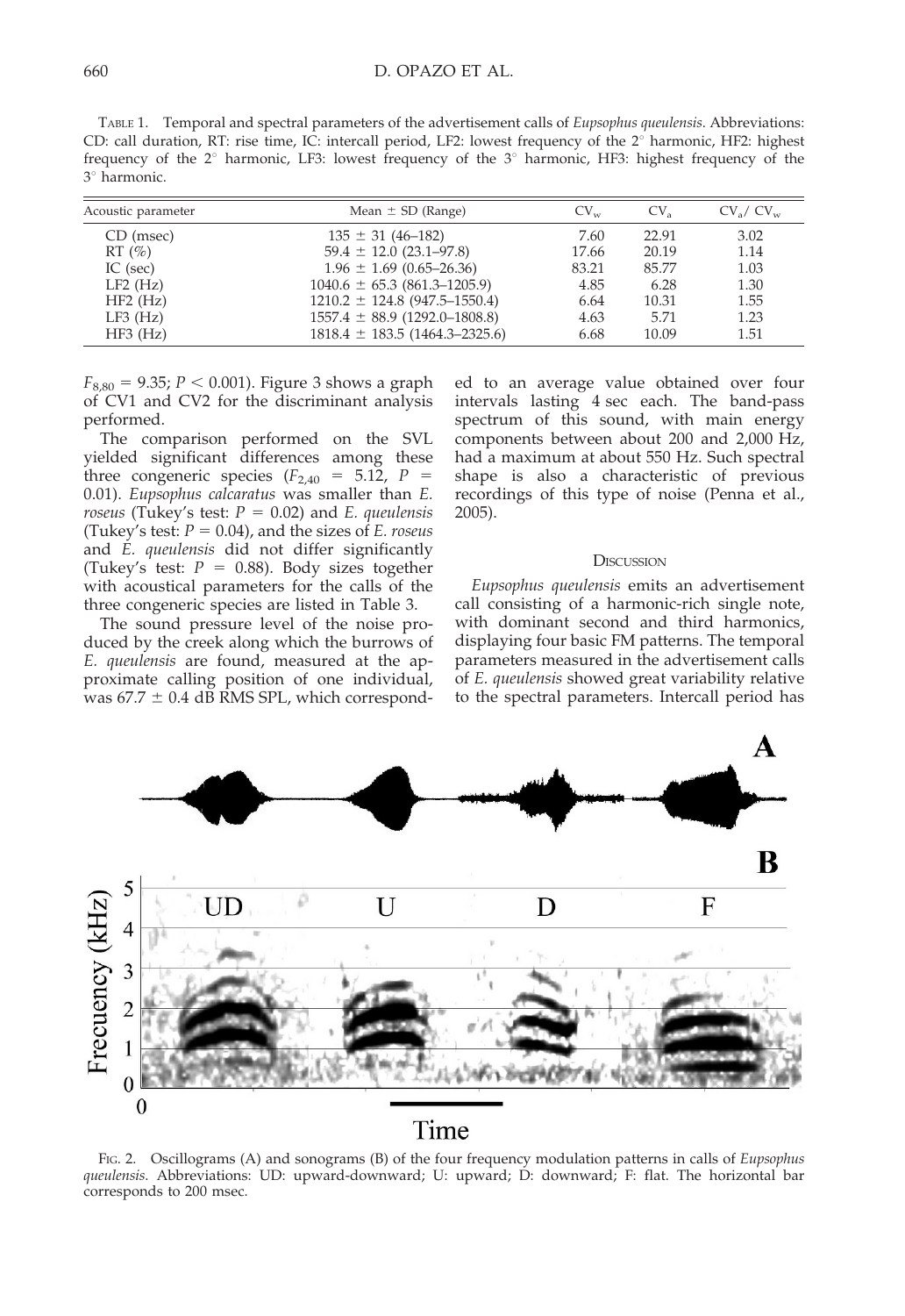TABLE 1. Temporal and spectral parameters of the advertisement calls of *Eupsophus queulensis*. Abbreviations: CD: call duration, RT: rise time, IC: intercall period, LF2: lowest frequency of the 2° harmonic, HF2: highest frequency of the 2° harmonic, LF3: lowest frequency of the 3° harmonic, HF3: highest frequency of the 3° harmonic.

| Acoustic parameter | Mean ± SD (Range) | $CV_w$ | $CV_a$ | $CV_a$/ $CV_w$ |
|---|---|---|---|---|
| CD (msec) | 135 ± 31 (46–182) | 7.60 | 22.91 | 3.02 |
| RT (%) | 59.4 ± 12.0 (23.1–97.8) | 17.66 | 20.19 | 1.14 |
| IC (sec) | 1.96 ± 1.69 (0.65–26.36) | 83.21 | 85.77 | 1.03 |
| LF2 (Hz) | 1040.6 ± 65.3 (861.3–1205.9) | 4.85 | 6.28 | 1.30 |
| HF2 (Hz) | 1210.2 ± 124.8 (947.5–1550.4) | 6.64 | 10.31 | 1.55 |
| LF3 (Hz) | 1557.4 ± 88.9 (1292.0–1808.8) | 4.63 | 5.71 | 1.23 |
| HF3 (Hz) | 1818.4 ± 183.5 (1464.3–2325.6) | 6.68 | 10.09 | 1.51 |

$F_{8,80} = 9.35$; $P < 0.001$). Figure 3 shows a graph of CV1 and CV2 for the discriminant analysis performed.

The comparison performed on the SVL yielded significant differences among these three congeneric species ($F_{2,40} = 5.12$, $P = 0.01$). *Eupsophus calcaratus* was smaller than *E. roseus* (Tukey's test: $P = 0.02$) and *E. queulensis* (Tukey's test: $P = 0.04$), and the sizes of *E. roseus* and *E. queulensis* did not differ significantly (Tukey's test: $P = 0.88$). Body sizes together with acoustical parameters for the calls of the three congeneric species are listed in Table 3.

The sound pressure level of the noise produced by the creek along which the burrows of *E. queulensis* are found, measured at the approximate calling position of one individual, was 67.7 ± 0.4 dB RMS SPL, which corresponded to an average value obtained over four intervals lasting 4 sec each. The band-pass spectrum of this sound, with main energy components between about 200 and 2,000 Hz, had a maximum at about 550 Hz. Such spectral shape is also a characteristic of previous recordings of this type of noise (Penna et al., 2005).

## DISCUSSION

*Eupsophus queulensis* emits an advertisement call consisting of a harmonic-rich single note, with dominant second and third harmonics, displaying four basic FM patterns. The temporal parameters measured in the advertisement calls of *E. queulensis* showed great variability relative to the spectral parameters. Intercall period has

FIG. 2. Oscillograms (A) and sonograms (B) of the four frequency modulation patterns in calls of *Eupsophus queulensis*. Abbreviations: UD: upward-downward; U: upward; D: downward; F: flat. The horizontal bar corresponds to 200 msec.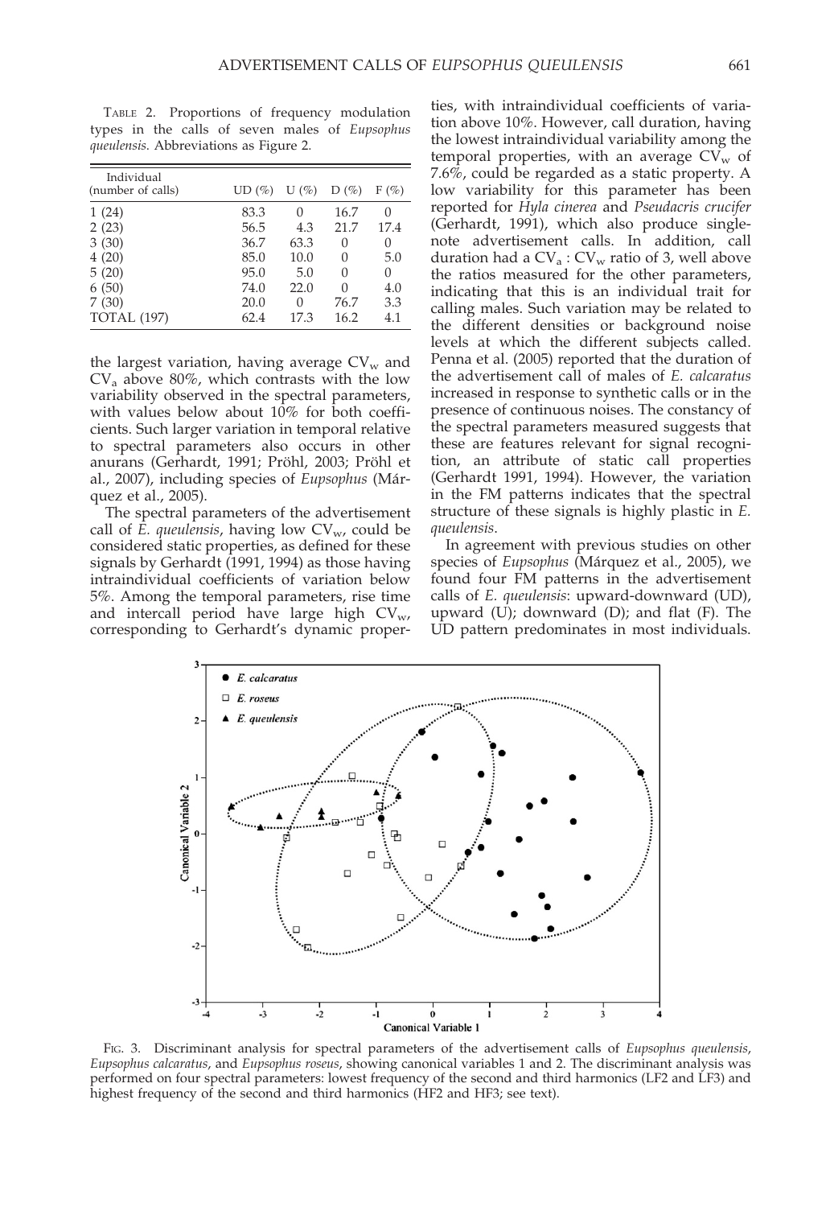TABLE 2. Proportions of frequency modulation types in the calls of seven males of *Eupsophus queulensis*. Abbreviations as Figure 2.

| Individual (number of calls) | UD (%) | U (%) | D (%) | F (%) |
|---|---|---|---|---|
| 1 (24) | 83.3 | 0 | 16.7 | 0 |
| 2 (23) | 56.5 | 4.3 | 21.7 | 17.4 |
| 3 (30) | 36.7 | 63.3 | 0 | 0 |
| 4 (20) | 85.0 | 10.0 | 0 | 5.0 |
| 5 (20) | 95.0 | 5.0 | 0 | 0 |
| 6 (50) | 74.0 | 22.0 | 0 | 4.0 |
| 7 (30) | 20.0 | 0 | 76.7 | 3.3 |
| TOTAL (197) | 62.4 | 17.3 | 16.2 | 4.1 |

the largest variation, having average $CV_w$ and $CV_a$ above 80%, which contrasts with the low variability observed in the spectral parameters, with values below about 10% for both coefficients. Such larger variation in temporal relative to spectral parameters also occurs in other anurans (Gerhardt, 1991; Pröhl, 2003; Pröhl et al., 2007), including species of *Eupsophus* (Márquez et al., 2005).

The spectral parameters of the advertisement call of *E. queulensis*, having low $CV_w$, could be considered static properties, as defined for these signals by Gerhardt (1991, 1994) as those having intraindividual coefficients of variation below 5%. Among the temporal parameters, rise time and intercall period have large high $CV_w$, corresponding to Gerhardt's dynamic properties, with intraindividual coefficients of variation above 10%. However, call duration, having the lowest intraindividual variability among the temporal properties, with an average $CV_w$ of 7.6%, could be regarded as a static property. A low variability for this parameter has been reported for *Hyla cinerea* and *Pseudacris crucifer* (Gerhardt, 1991), which also produce single-note advertisement calls. In addition, call duration had a $CV_a : CV_w$ ratio of 3, well above the ratios measured for the other parameters, indicating that this is an individual trait for calling males. Such variation may be related to the different densities or background noise levels at which the different subjects called. Penna et al. (2005) reported that the duration of the advertisement call of males of *E. calcaratus* increased in response to synthetic calls or in the presence of continuous noises. The constancy of the spectral parameters measured suggests that these are features relevant for signal recognition, an attribute of static call properties (Gerhardt 1991, 1994). However, the variation in the FM patterns indicates that the spectral structure of these signals is highly plastic in *E. queulensis*.

In agreement with previous studies on other species of *Eupsophus* (Márquez et al., 2005), we found four FM patterns in the advertisement calls of *E. queulensis*: upward-downward (UD), upward (U); downward (D); and flat (F). The UD pattern predominates in most individuals.

FIG. 3. Discriminant analysis for spectral parameters of the advertisement calls of *Eupsophus queulensis*, *Eupsophus calcaratus*, and *Eupsophus roseus*, showing canonical variables 1 and 2. The discriminant analysis was performed on four spectral parameters: lowest frequency of the second and third harmonics (LF2 and LF3) and highest frequency of the second and third harmonics (HF2 and HF3; see text).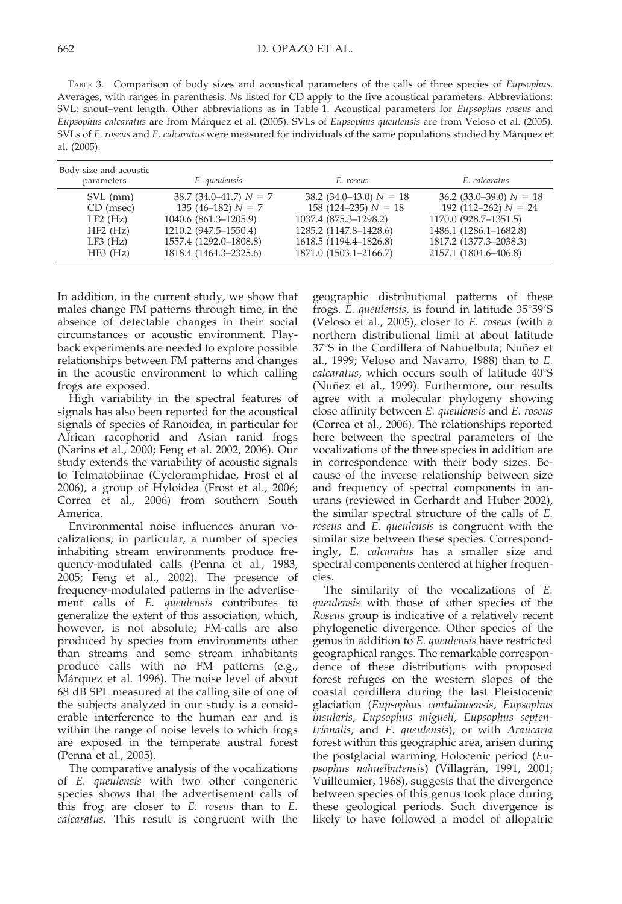TABLE 3. Comparison of body sizes and acoustical parameters of the calls of three species of *Eupsophus*. Averages, with ranges in parenthesis. *N*s listed for CD apply to the five acoustical parameters. Abbreviations: SVL: snout–vent length. Other abbreviations as in Table 1. Acoustical parameters for *Eupsophus roseus* and *Eupsophus calcaratus* are from Márquez et al. (2005). SVLs of *Eupsophus queulensis* are from Veloso et al. (2005). SVLs of *E. roseus* and *E. calcaratus* were measured for individuals of the same populations studied by Márquez et al. (2005).

| Body size and acoustic parameters | *E. queulensis* | *E. roseus* | *E. calcaratus* |
|---|---|---|---|
| SVL (mm) | 38.7 (34.0–41.7) $N = 7$ | 38.2 (34.0–43.0) $N = 18$ | 36.2 (33.0–39.0) $N = 18$ |
| CD (msec) | 135 (46–182) $N = 7$ | 158 (124–235) $N = 18$ | 192 (112–262) $N = 24$ |
| LF2 (Hz) | 1040.6 (861.3–1205.9) | 1037.4 (875.3–1298.2) | 1170.0 (928.7–1351.5) |
| HF2 (Hz) | 1210.2 (947.5–1550.4) | 1285.2 (1147.8–1428.6) | 1486.1 (1286.1–1682.8) |
| LF3 (Hz) | 1557.4 (1292.0–1808.8) | 1618.5 (1194.4–1826.8) | 1817.2 (1377.3–2038.3) |
| HF3 (Hz) | 1818.4 (1464.3–2325.6) | 1871.0 (1503.1–2166.7) | 2157.1 (1804.6–406.8) |

In addition, in the current study, we show that males change FM patterns through time, in the absence of detectable changes in their social circumstances or acoustic environment. Playback experiments are needed to explore possible relationships between FM patterns and changes in the acoustic environment to which calling frogs are exposed.

High variability in the spectral features of signals has also been reported for the acoustical signals of species of Ranoidea, in particular for African racophorid and Asian ranid frogs (Narins et al., 2000; Feng et al. 2002, 2006). Our study extends the variability of acoustic signals to Telmatobiinae (Cycloramphidae, Frost et al 2006), a group of Hyloidea (Frost et al., 2006; Correa et al., 2006) from southern South America.

Environmental noise influences anuran vocalizations; in particular, a number of species inhabiting stream environments produce frequency-modulated calls (Penna et al., 1983, 2005; Feng et al., 2002). The presence of frequency-modulated patterns in the advertisement calls of *E. queulensis* contributes to generalize the extent of this association, which, however, is not absolute; FM-calls are also produced by species from environments other than streams and some stream inhabitants produce calls with no FM patterns (e.g., Márquez et al. 1996). The noise level of about 68 dB SPL measured at the calling site of one of the subjects analyzed in our study is a considerable interference to the human ear and is within the range of noise levels to which frogs are exposed in the temperate austral forest (Penna et al., 2005).

The comparative analysis of the vocalizations of *E. queulensis* with two other congeneric species shows that the advertisement calls of this frog are closer to *E. roseus* than to *E. calcaratus*. This result is congruent with the geographic distributional patterns of these frogs. *E. queulensis*, is found in latitude 35°59′S (Veloso et al., 2005), closer to *E. roseus* (with a northern distributional limit at about latitude 37°S in the Cordillera of Nahuelbuta; Nuñez et al., 1999; Veloso and Navarro, 1988) than to *E. calcaratus*, which occurs south of latitude 40°S (Nuñez et al., 1999). Furthermore, our results agree with a molecular phylogeny showing close affinity between *E. queulensis* and *E. roseus* (Correa et al., 2006). The relationships reported here between the spectral parameters of the vocalizations of the three species in addition are in correspondence with their body sizes. Because of the inverse relationship between size and frequency of spectral components in anurans (reviewed in Gerhardt and Huber 2002), the similar spectral structure of the calls of *E. roseus* and *E. queulensis* is congruent with the similar size between these species. Correspondingly, *E. calcaratus* has a smaller size and spectral components centered at higher frequencies.

The similarity of the vocalizations of *E. queulensis* with those of other species of the *Roseus* group is indicative of a relatively recent phylogenetic divergence. Other species of the genus in addition to *E. queulensis* have restricted geographical ranges. The remarkable correspondence of these distributions with proposed forest refuges on the western slopes of the coastal cordillera during the last Pleistocenic glaciation (*Eupsophus contulmoensis*, *Eupsophus insularis*, *Eupsophus migueli*, *Eupsophus septentrionalis*, and *E. queulensis*), or with *Araucaria* forest within this geographic area, arisen during the postglacial warming Holocenic period (*Eupsophus nahuelbutensis*) (Villagrán, 1991, 2001; Vuilleumier, 1968), suggests that the divergence between species of this genus took place during these geological periods. Such divergence is likely to have followed a model of allopatric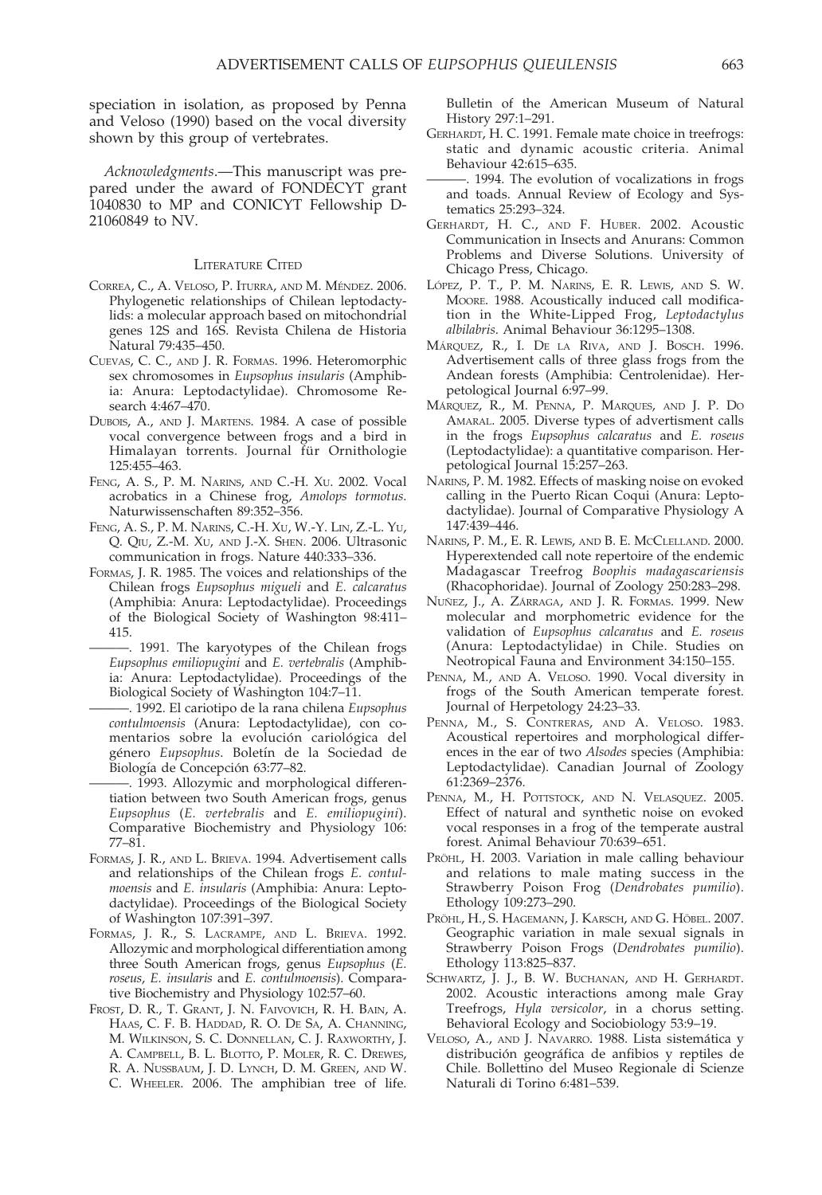speciation in isolation, as proposed by Penna and Veloso (1990) based on the vocal diversity shown by this group of vertebrates.

*Acknowledgments*.—This manuscript was prepared under the award of FONDECYT grant 1040830 to MP and CONICYT Fellowship D-21060849 to NV.

## Literature Cited

Correa, C., A. Veloso, P. Iturra, and M. Méndez. 2006. Phylogenetic relationships of Chilean leptodactylids: a molecular approach based on mitochondrial genes 12S and 16S. Revista Chilena de Historia Natural 79:435–450.

Cuevas, C. C., and J. R. Formas. 1996. Heteromorphic sex chromosomes in *Eupsophus insularis* (Amphibia: Anura: Leptodactylidae). Chromosome Research 4:467–470.

Dubois, A., and J. Martens. 1984. A case of possible vocal convergence between frogs and a bird in Himalayan torrents. Journal für Ornithologie 125:455–463.

Feng, A. S., P. M. Narins, and C.-H. Xu. 2002. Vocal acrobatics in a Chinese frog, *Amolops tormotus*. Naturwissenschaften 89:352–356.

Feng, A. S., P. M. Narins, C.-H. Xu, W.-Y. Lin, Z.-L. Yu, Q. Qiu, Z.-M. Xu, and J.-X. Shen. 2006. Ultrasonic communication in frogs. Nature 440:333–336.

Formas, J. R. 1985. The voices and relationships of the Chilean frogs *Eupsophus migueli* and *E. calcaratus* (Amphibia: Anura: Leptodactylidae). Proceedings of the Biological Society of Washington 98:411–415.

———. 1991. The karyotypes of the Chilean frogs *Eupsophus emiliopugini* and *E. vertebralis* (Amphibia: Anura: Leptodactylidae). Proceedings of the Biological Society of Washington 104:7–11.

———. 1992. El cariotipo de la rana chilena *Eupsophus contulmoensis* (Anura: Leptodactylidae), con comentarios sobre la evolución cariológica del género *Eupsophus*. Boletín de la Sociedad de Biología de Concepción 63:77–82.

———. 1993. Allozymic and morphological differentiation between two South American frogs, genus *Eupsophus* (*E. vertebralis* and *E. emiliopugini*). Comparative Biochemistry and Physiology 106: 77–81.

Formas, J. R., and L. Brieva. 1994. Advertisement calls and relationships of the Chilean frogs *E. contulmoensis* and *E. insularis* (Amphibia: Anura: Leptodactylidae). Proceedings of the Biological Society of Washington 107:391–397.

Formas, J. R., S. Lacrampe, and L. Brieva. 1992. Allozymic and morphological differentiation among three South American frogs, genus *Eupsophus* (*E. roseus*, *E. insularis* and *E. contulmoensis*). Comparative Biochemistry and Physiology 102:57–60.

Frost, D. R., T. Grant, J. N. Faivovich, R. H. Bain, A. Haas, C. F. B. Haddad, R. O. De Sa, A. Channing, M. Wilkinson, S. C. Donnellan, C. J. Raxworthy, J. A. Campbell, B. L. Blotto, P. Moler, R. C. Drewes, R. A. Nussbaum, J. D. Lynch, D. M. Green, and W. C. Wheeler. 2006. The amphibian tree of life. Bulletin of the American Museum of Natural History 297:1–291.

Gerhardt, H. C. 1991. Female mate choice in treefrogs: static and dynamic acoustic criteria. Animal Behaviour 42:615–635.

———. 1994. The evolution of vocalizations in frogs and toads. Annual Review of Ecology and Systematics 25:293–324.

Gerhardt, H. C., and F. Huber. 2002. Acoustic Communication in Insects and Anurans: Common Problems and Diverse Solutions. University of Chicago Press, Chicago.

López, P. T., P. M. Narins, E. R. Lewis, and S. W. Moore. 1988. Acoustically induced call modification in the White-Lipped Frog, *Leptodactylus albilabris*. Animal Behaviour 36:1295–1308.

Márquez, R., I. De la Riva, and J. Bosch. 1996. Advertisement calls of three glass frogs from the Andean forests (Amphibia: Centrolenidae). Herpetological Journal 6:97–99.

Márquez, R., M. Penna, P. Marques, and J. P. Do Amaral. 2005. Diverse types of advertisment calls in the frogs *Eupsophus calcaratus* and *E. roseus* (Leptodactylidae): a quantitative comparison. Herpetological Journal 15:257–263.

Narins, P. M. 1982. Effects of masking noise on evoked calling in the Puerto Rican Coqui (Anura: Leptodactylidae). Journal of Comparative Physiology A 147:439–446.

Narins, P. M., E. R. Lewis, and B. E. McClelland. 2000. Hyperextended call note repertoire of the endemic Madagascar Treefrog *Boophis madagascariensis* (Rhacophoridae). Journal of Zoology 250:283–298.

Nuñez, J., A. Zárraga, and J. R. Formas. 1999. New molecular and morphometric evidence for the validation of *Eupsophus calcaratus* and *E. roseus* (Anura: Leptodactylidae) in Chile. Studies on Neotropical Fauna and Environment 34:150–155.

Penna, M., and A. Veloso. 1990. Vocal diversity in frogs of the South American temperate forest. Journal of Herpetology 24:23–33.

Penna, M., S. Contreras, and A. Veloso. 1983. Acoustical repertoires and morphological differences in the ear of two *Alsodes* species (Amphibia: Leptodactylidae). Canadian Journal of Zoology 61:2369–2376.

Penna, M., H. Pottstock, and N. Velasquez. 2005. Effect of natural and synthetic noise on evoked vocal responses in a frog of the temperate austral forest. Animal Behaviour 70:639–651.

Pröhl, H. 2003. Variation in male calling behaviour and relations to male mating success in the Strawberry Poison Frog (*Dendrobates pumilio*). Ethology 109:273–290.

Pröhl, H., S. Hagemann, J. Karsch, and G. Höbel. 2007. Geographic variation in male sexual signals in Strawberry Poison Frogs (*Dendrobates pumilio*). Ethology 113:825–837.

Schwartz, J. J., B. W. Buchanan, and H. Gerhardt. 2002. Acoustic interactions among male Gray Treefrogs, *Hyla versicolor*, in a chorus setting. Behavioral Ecology and Sociobiology 53:9–19.

Veloso, A., and J. Navarro. 1988. Lista sistemática y distribución geográfica de anfibios y reptiles de Chile. Bollettino del Museo Regionale di Scienze Naturali di Torino 6:481–539.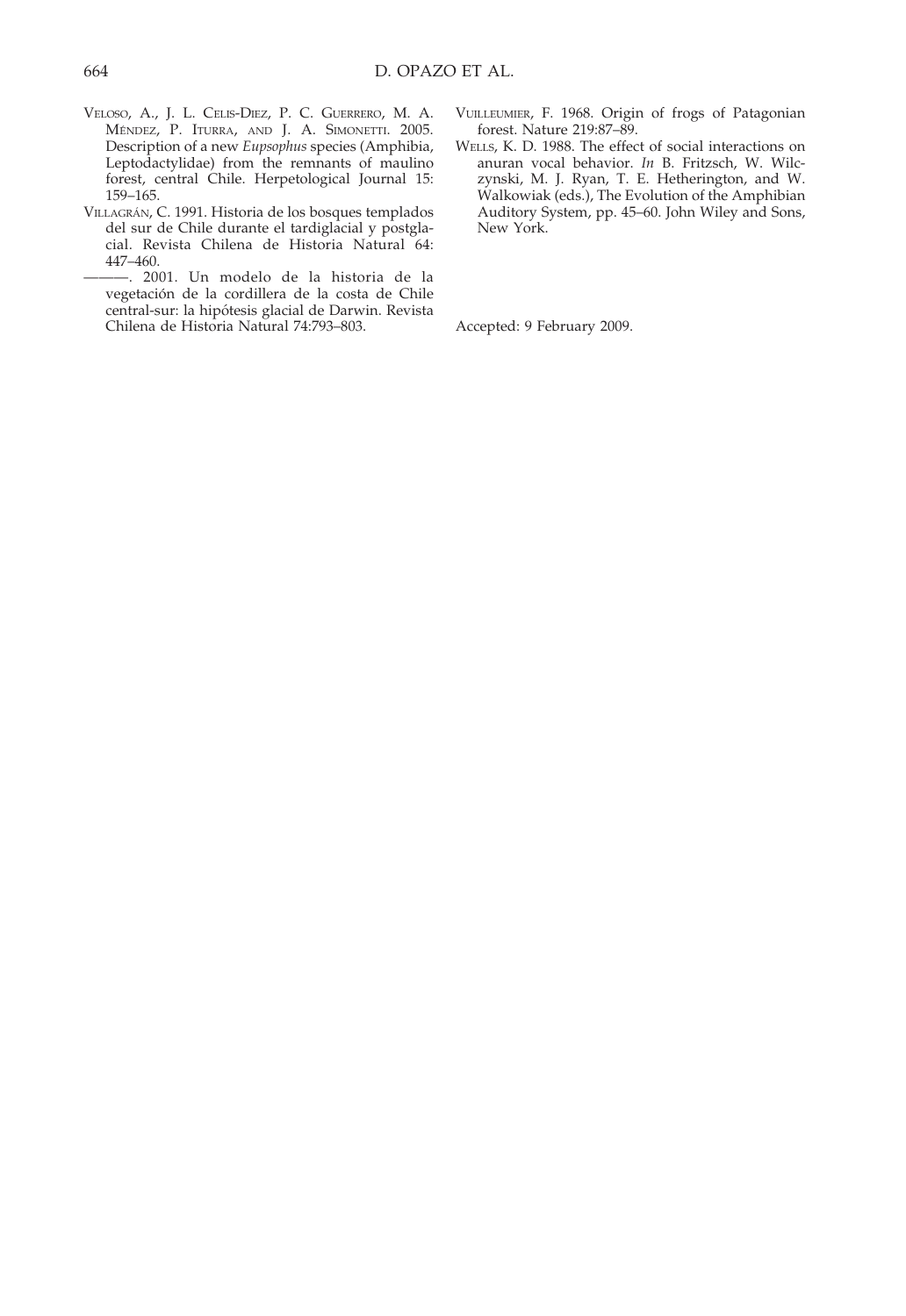VELOSO, A., J. L. CELIS-DIEZ, P. C. GUERRERO, M. A. MÉNDEZ, P. ITURRA, AND J. A. SIMONETTI. 2005. Description of a new *Eupsophus* species (Amphibia, Leptodactylidae) from the remnants of maulino forest, central Chile. Herpetological Journal 15: 159–165.

VILLAGRÁN, C. 1991. Historia de los bosques templados del sur de Chile durante el tardiglacial y postglacial. Revista Chilena de Historia Natural 64: 447–460.

———. 2001. Un modelo de la historia de la vegetación de la cordillera de la costa de Chile central-sur: la hipótesis glacial de Darwin. Revista Chilena de Historia Natural 74:793–803.

VUILLEUMIER, F. 1968. Origin of frogs of Patagonian forest. Nature 219:87–89.

WELLS, K. D. 1988. The effect of social interactions on anuran vocal behavior. *In* B. Fritzsch, W. Wilczynski, M. J. Ryan, T. E. Hetherington, and W. Walkowiak (eds.), The Evolution of the Amphibian Auditory System, pp. 45–60. John Wiley and Sons, New York.

Accepted: 9 February 2009.